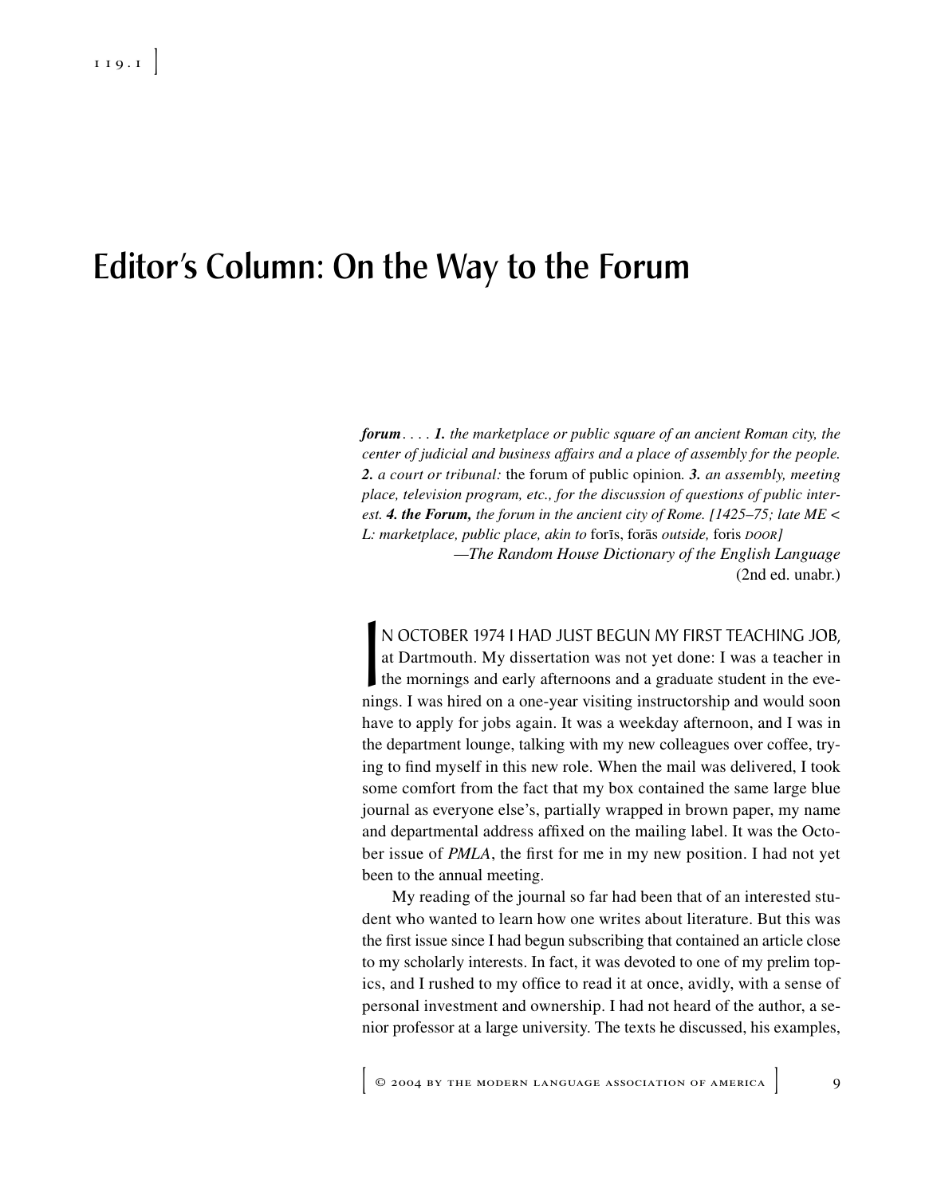# Editor's Column: On the Way to the Forum

> ***forum*** *. . . .* ***1.*** *the marketplace or public square of an ancient Roman city, the center of judicial and business affairs and a place of assembly for the people.* ***2.*** *a court or tribunal:* the forum of public opinion*.* ***3.*** *an assembly, meeting place, television program, etc., for the discussion of questions of public interest.* ***4. the Forum,*** *the forum in the ancient city of Rome. [1425–75; late ME < L: marketplace, public place, akin to* forīs, forās *outside,* foris *DOOR]*
>
> —*The Random House Dictionary of the English Language* (2nd ed. unabr.)

IN OCTOBER 1974 I HAD JUST BEGUN MY FIRST TEACHING JOB, at Dartmouth. My dissertation was not yet done: I was a teacher in the mornings and early afternoons and a graduate student in the evenings. I was hired on a one-year visiting instructorship and would soon have to apply for jobs again. It was a weekday afternoon, and I was in the department lounge, talking with my new colleagues over coffee, trying to find myself in this new role. When the mail was delivered, I took some comfort from the fact that my box contained the same large blue journal as everyone else's, partially wrapped in brown paper, my name and departmental address affixed on the mailing label. It was the October issue of *PMLA*, the first for me in my new position. I had not yet been to the annual meeting.

My reading of the journal so far had been that of an interested student who wanted to learn how one writes about literature. But this was the first issue since I had begun subscribing that contained an article close to my scholarly interests. In fact, it was devoted to one of my prelim topics, and I rushed to my office to read it at once, avidly, with a sense of personal investment and ownership. I had not heard of the author, a senior professor at a large university. The texts he discussed, his examples,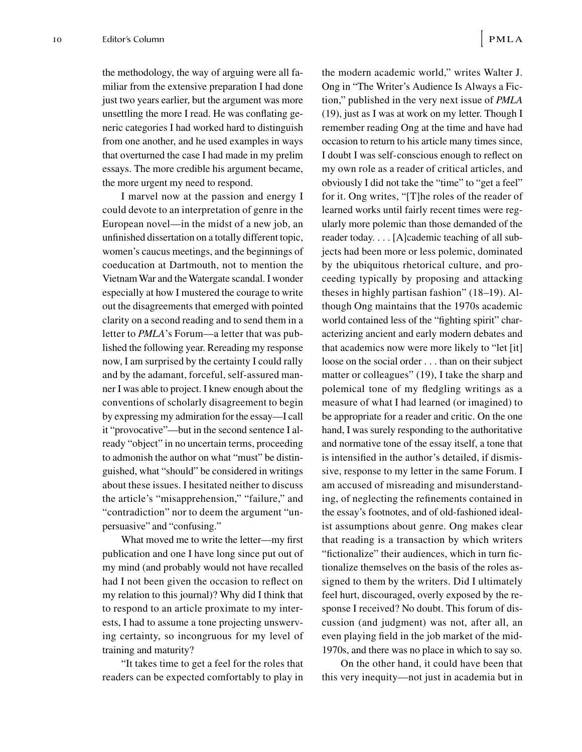the methodology, the way of arguing were all familiar from the extensive preparation I had done just two years earlier, but the argument was more unsettling the more I read. He was conflating generic categories I had worked hard to distinguish from one another, and he used examples in ways that overturned the case I had made in my prelim essays. The more credible his argument became, the more urgent my need to respond.

I marvel now at the passion and energy I could devote to an interpretation of genre in the European novel—in the midst of a new job, an unfinished dissertation on a totally different topic, women's caucus meetings, and the beginnings of coeducation at Dartmouth, not to mention the Vietnam War and the Watergate scandal. I wonder especially at how I mustered the courage to write out the disagreements that emerged with pointed clarity on a second reading and to send them in a letter to *PMLA*'s Forum—a letter that was published the following year. Rereading my response now, I am surprised by the certainty I could rally and by the adamant, forceful, self-assured manner I was able to project. I knew enough about the conventions of scholarly disagreement to begin by expressing my admiration for the essay—I call it "provocative"—but in the second sentence I already "object" in no uncertain terms, proceeding to admonish the author on what "must" be distinguished, what "should" be considered in writings about these issues. I hesitated neither to discuss the article's "misapprehension," "failure," and "contradiction" nor to deem the argument "unpersuasive" and "confusing."

What moved me to write the letter—my first publication and one I have long since put out of my mind (and probably would not have recalled had I not been given the occasion to reflect on my relation to this journal)? Why did I think that to respond to an article proximate to my interests, I had to assume a tone projecting unswerving certainty, so incongruous for my level of training and maturity?

"It takes time to get a feel for the roles that readers can be expected comfortably to play in the modern academic world," writes Walter J. Ong in "The Writer's Audience Is Always a Fiction," published in the very next issue of *PMLA* (19), just as I was at work on my letter. Though I remember reading Ong at the time and have had occasion to return to his article many times since, I doubt I was self-conscious enough to reflect on my own role as a reader of critical articles, and obviously I did not take the "time" to "get a feel" for it. Ong writes, "[T]he roles of the reader of learned works until fairly recent times were regularly more polemic than those demanded of the reader today. . . . [A]cademic teaching of all subjects had been more or less polemic, dominated by the ubiquitous rhetorical culture, and proceeding typically by proposing and attacking theses in highly partisan fashion" (18–19). Although Ong maintains that the 1970s academic world contained less of the "fighting spirit" characterizing ancient and early modern debates and that academics now were more likely to "let [it] loose on the social order . . . than on their subject matter or colleagues" (19), I take the sharp and polemical tone of my fledgling writings as a measure of what I had learned (or imagined) to be appropriate for a reader and critic. On the one hand, I was surely responding to the authoritative and normative tone of the essay itself, a tone that is intensified in the author's detailed, if dismissive, response to my letter in the same Forum. I am accused of misreading and misunderstanding, of neglecting the refinements contained in the essay's footnotes, and of old-fashioned idealist assumptions about genre. Ong makes clear that reading is a transaction by which writers "fictionalize" their audiences, which in turn fictionalize themselves on the basis of the roles assigned to them by the writers. Did I ultimately feel hurt, discouraged, overly exposed by the response I received? No doubt. This forum of discussion (and judgment) was not, after all, an even playing field in the job market of the mid-1970s, and there was no place in which to say so.

On the other hand, it could have been that this very inequity—not just in academia but in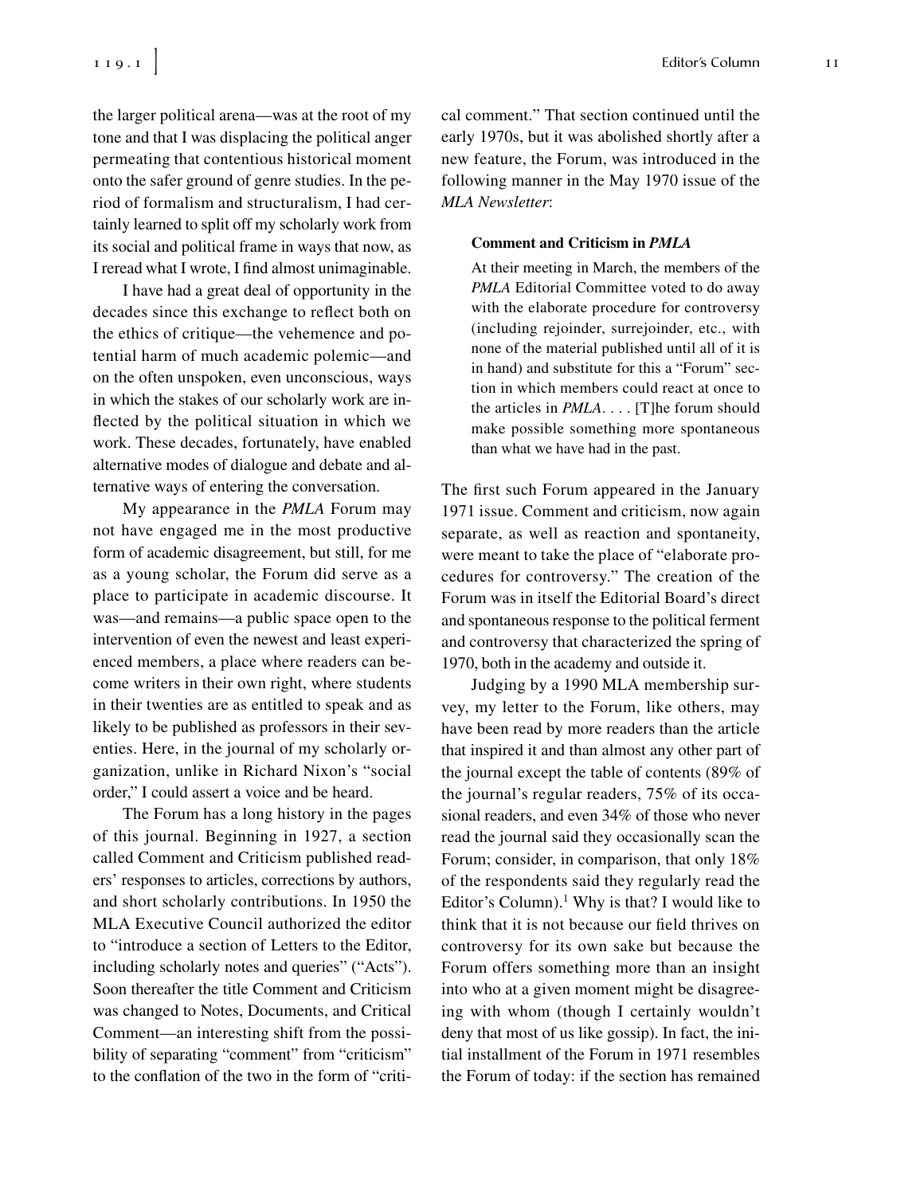the larger political arena—was at the root of my tone and that I was displacing the political anger permeating that contentious historical moment onto the safer ground of genre studies. In the period of formalism and structuralism, I had certainly learned to split off my scholarly work from its social and political frame in ways that now, as I reread what I wrote, I find almost unimaginable.

I have had a great deal of opportunity in the decades since this exchange to reflect both on the ethics of critique—the vehemence and potential harm of much academic polemic—and on the often unspoken, even unconscious, ways in which the stakes of our scholarly work are inflected by the political situation in which we work. These decades, fortunately, have enabled alternative modes of dialogue and debate and alternative ways of entering the conversation.

My appearance in the *PMLA* Forum may not have engaged me in the most productive form of academic disagreement, but still, for me as a young scholar, the Forum did serve as a place to participate in academic discourse. It was—and remains—a public space open to the intervention of even the newest and least experienced members, a place where readers can become writers in their own right, where students in their twenties are as entitled to speak and as likely to be published as professors in their seventies. Here, in the journal of my scholarly organization, unlike in Richard Nixon's "social order," I could assert a voice and be heard.

The Forum has a long history in the pages of this journal. Beginning in 1927, a section called Comment and Criticism published readers' responses to articles, corrections by authors, and short scholarly contributions. In 1950 the MLA Executive Council authorized the editor to "introduce a section of Letters to the Editor, including scholarly notes and queries" ("Acts"). Soon thereafter the title Comment and Criticism was changed to Notes, Documents, and Critical Comment—an interesting shift from the possibility of separating "comment" from "criticism" to the conflation of the two in the form of "critical comment." That section continued until the early 1970s, but it was abolished shortly after a new feature, the Forum, was introduced in the following manner in the May 1970 issue of the *MLA Newsletter*:

> **Comment and Criticism in *PMLA***
>
> At their meeting in March, the members of the *PMLA* Editorial Committee voted to do away with the elaborate procedure for controversy (including rejoinder, surrejoinder, etc., with none of the material published until all of it is in hand) and substitute for this a "Forum" section in which members could react at once to the articles in *PMLA*. . . . [T]he forum should make possible something more spontaneous than what we have had in the past.

The first such Forum appeared in the January 1971 issue. Comment and criticism, now again separate, as well as reaction and spontaneity, were meant to take the place of "elaborate procedures for controversy." The creation of the Forum was in itself the Editorial Board's direct and spontaneous response to the political ferment and controversy that characterized the spring of 1970, both in the academy and outside it.

Judging by a 1990 MLA membership survey, my letter to the Forum, like others, may have been read by more readers than the article that inspired it and than almost any other part of the journal except the table of contents (89% of the journal's regular readers, 75% of its occasional readers, and even 34% of those who never read the journal said they occasionally scan the Forum; consider, in comparison, that only 18% of the respondents said they regularly read the Editor's Column).[1] Why is that? I would like to think that it is not because our field thrives on controversy for its own sake but because the Forum offers something more than an insight into who at a given moment might be disagreeing with whom (though I certainly wouldn't deny that most of us like gossip). In fact, the initial installment of the Forum in 1971 resembles the Forum of today: if the section has remained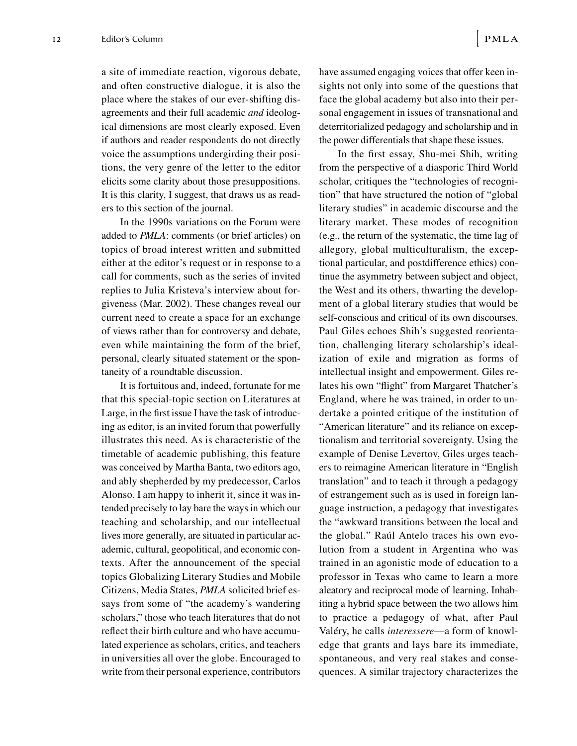a site of immediate reaction, vigorous debate, and often constructive dialogue, it is also the place where the stakes of our ever-shifting disagreements and their full academic *and* ideological dimensions are most clearly exposed. Even if authors and reader respondents do not directly voice the assumptions undergirding their positions, the very genre of the letter to the editor elicits some clarity about those presuppositions. It is this clarity, I suggest, that draws us as readers to this section of the journal.

In the 1990s variations on the Forum were added to *PMLA*: comments (or brief articles) on topics of broad interest written and submitted either at the editor's request or in response to a call for comments, such as the series of invited replies to Julia Kristeva's interview about forgiveness (Mar. 2002). These changes reveal our current need to create a space for an exchange of views rather than for controversy and debate, even while maintaining the form of the brief, personal, clearly situated statement or the spontaneity of a roundtable discussion.

It is fortuitous and, indeed, fortunate for me that this special-topic section on Literatures at Large, in the first issue I have the task of introducing as editor, is an invited forum that powerfully illustrates this need. As is characteristic of the timetable of academic publishing, this feature was conceived by Martha Banta, two editors ago, and ably shepherded by my predecessor, Carlos Alonso. I am happy to inherit it, since it was intended precisely to lay bare the ways in which our teaching and scholarship, and our intellectual lives more generally, are situated in particular academic, cultural, geopolitical, and economic contexts. After the announcement of the special topics Globalizing Literary Studies and Mobile Citizens, Media States, *PMLA* solicited brief essays from some of "the academy's wandering scholars," those who teach literatures that do not reflect their birth culture and who have accumulated experience as scholars, critics, and teachers in universities all over the globe. Encouraged to write from their personal experience, contributors have assumed engaging voices that offer keen insights not only into some of the questions that face the global academy but also into their personal engagement in issues of transnational and deterritorialized pedagogy and scholarship and in the power differentials that shape these issues.

In the first essay, Shu-mei Shih, writing from the perspective of a diasporic Third World scholar, critiques the "technologies of recognition" that have structured the notion of "global literary studies" in academic discourse and the literary market. These modes of recognition (e.g., the return of the systematic, the time lag of allegory, global multiculturalism, the exceptional particular, and postdifference ethics) continue the asymmetry between subject and object, the West and its others, thwarting the development of a global literary studies that would be self-conscious and critical of its own discourses. Paul Giles echoes Shih's suggested reorientation, challenging literary scholarship's idealization of exile and migration as forms of intellectual insight and empowerment. Giles relates his own "flight" from Margaret Thatcher's England, where he was trained, in order to undertake a pointed critique of the institution of "American literature" and its reliance on exceptionalism and territorial sovereignty. Using the example of Denise Levertov, Giles urges teachers to reimagine American literature in "English translation" and to teach it through a pedagogy of estrangement such as is used in foreign language instruction, a pedagogy that investigates the "awkward transitions between the local and the global." Raúl Antelo traces his own evolution from a student in Argentina who was trained in an agonistic mode of education to a professor in Texas who came to learn a more aleatory and reciprocal mode of learning. Inhabiting a hybrid space between the two allows him to practice a pedagogy of what, after Paul Valéry, he calls *interessere*—a form of knowledge that grants and lays bare its immediate, spontaneous, and very real stakes and consequences. A similar trajectory characterizes the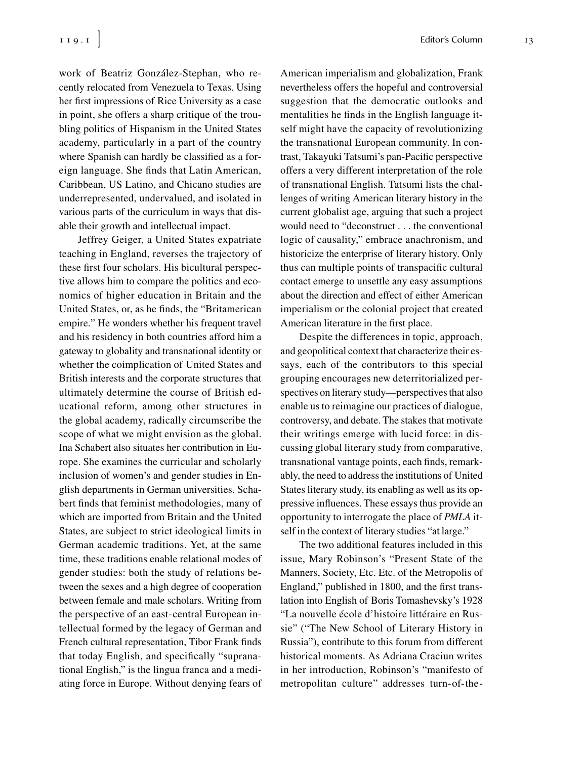work of Beatriz González-Stephan, who recently relocated from Venezuela to Texas. Using her first impressions of Rice University as a case in point, she offers a sharp critique of the troubling politics of Hispanism in the United States academy, particularly in a part of the country where Spanish can hardly be classified as a foreign language. She finds that Latin American, Caribbean, US Latino, and Chicano studies are underrepresented, undervalued, and isolated in various parts of the curriculum in ways that disable their growth and intellectual impact.

Jeffrey Geiger, a United States expatriate teaching in England, reverses the trajectory of these first four scholars. His bicultural perspective allows him to compare the politics and economics of higher education in Britain and the United States, or, as he finds, the "Britamerican empire." He wonders whether his frequent travel and his residency in both countries afford him a gateway to globality and transnational identity or whether the coimplication of United States and British interests and the corporate structures that ultimately determine the course of British educational reform, among other structures in the global academy, radically circumscribe the scope of what we might envision as the global. Ina Schabert also situates her contribution in Europe. She examines the curricular and scholarly inclusion of women's and gender studies in English departments in German universities. Schabert finds that feminist methodologies, many of which are imported from Britain and the United States, are subject to strict ideological limits in German academic traditions. Yet, at the same time, these traditions enable relational modes of gender studies: both the study of relations between the sexes and a high degree of cooperation between female and male scholars. Writing from the perspective of an east-central European intellectual formed by the legacy of German and French cultural representation, Tibor Frank finds that today English, and specifically "supranational English," is the lingua franca and a mediating force in Europe. Without denying fears of American imperialism and globalization, Frank nevertheless offers the hopeful and controversial suggestion that the democratic outlooks and mentalities he finds in the English language itself might have the capacity of revolutionizing the transnational European community. In contrast, Takayuki Tatsumi's pan-Pacific perspective offers a very different interpretation of the role of transnational English. Tatsumi lists the challenges of writing American literary history in the current globalist age, arguing that such a project would need to "deconstruct . . . the conventional logic of causality," embrace anachronism, and historicize the enterprise of literary history. Only thus can multiple points of transpacific cultural contact emerge to unsettle any easy assumptions about the direction and effect of either American imperialism or the colonial project that created American literature in the first place.

Despite the differences in topic, approach, and geopolitical context that characterize their essays, each of the contributors to this special grouping encourages new deterritorialized perspectives on literary study—perspectives that also enable us to reimagine our practices of dialogue, controversy, and debate. The stakes that motivate their writings emerge with lucid force: in discussing global literary study from comparative, transnational vantage points, each finds, remarkably, the need to address the institutions of United States literary study, its enabling as well as its oppressive influences. These essays thus provide an opportunity to interrogate the place of *PMLA* itself in the context of literary studies "at large."

The two additional features included in this issue, Mary Robinson's "Present State of the Manners, Society, Etc. Etc. of the Metropolis of England," published in 1800, and the first translation into English of Boris Tomashevsky's 1928 "La nouvelle école d'histoire littéraire en Russie" ("The New School of Literary History in Russia"), contribute to this forum from different historical moments. As Adriana Craciun writes in her introduction, Robinson's "manifesto of metropolitan culture" addresses turn-of-the-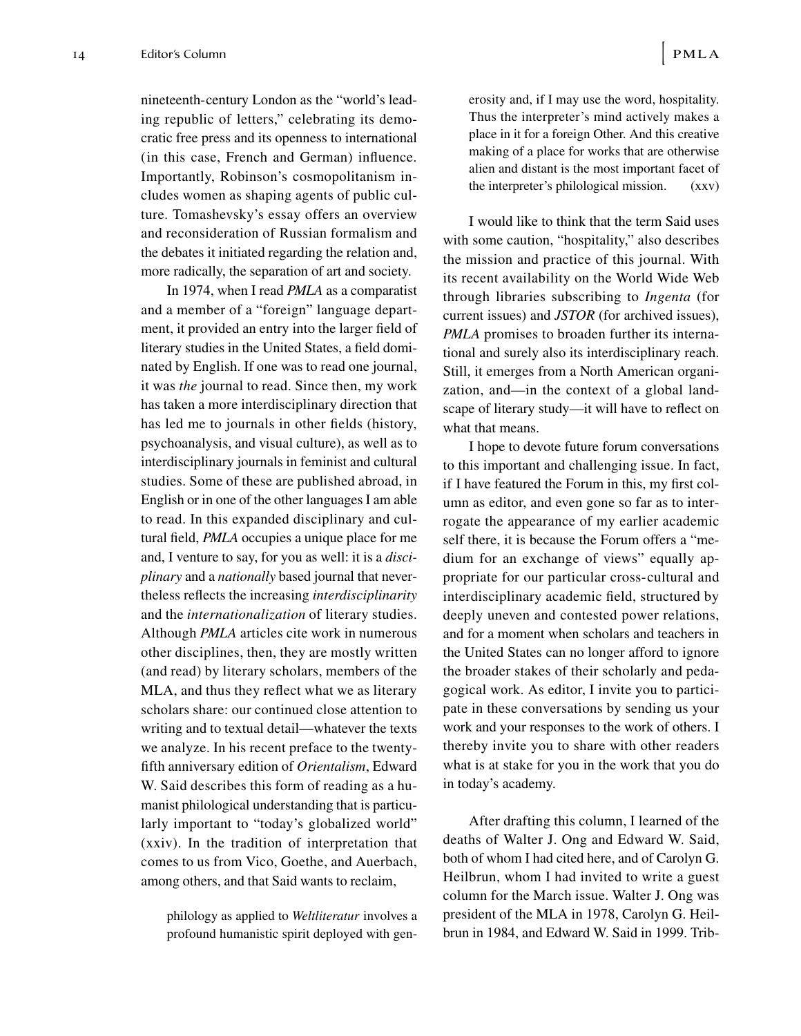nineteenth-century London as the "world's leading republic of letters," celebrating its democratic free press and its openness to international (in this case, French and German) influence. Importantly, Robinson's cosmopolitanism includes women as shaping agents of public culture. Tomashevsky's essay offers an overview and reconsideration of Russian formalism and the debates it initiated regarding the relation and, more radically, the separation of art and society.

In 1974, when I read *PMLA* as a comparatist and a member of a "foreign" language department, it provided an entry into the larger field of literary studies in the United States, a field dominated by English. If one was to read one journal, it was *the* journal to read. Since then, my work has taken a more interdisciplinary direction that has led me to journals in other fields (history, psychoanalysis, and visual culture), as well as to interdisciplinary journals in feminist and cultural studies. Some of these are published abroad, in English or in one of the other languages I am able to read. In this expanded disciplinary and cultural field, *PMLA* occupies a unique place for me and, I venture to say, for you as well: it is a *disciplinary* and a *nationally* based journal that nevertheless reflects the increasing *interdisciplinarity* and the *internationalization* of literary studies. Although *PMLA* articles cite work in numerous other disciplines, then, they are mostly written (and read) by literary scholars, members of the MLA, and thus they reflect what we as literary scholars share: our continued close attention to writing and to textual detail—whatever the texts we analyze. In his recent preface to the twenty-fifth anniversary edition of *Orientalism*, Edward W. Said describes this form of reading as a humanist philological understanding that is particularly important to "today's globalized world" (xxiv). In the tradition of interpretation that comes to us from Vico, Goethe, and Auerbach, among others, and that Said wants to reclaim,

> philology as applied to *Weltliteratur* involves a profound humanistic spirit deployed with generosity and, if I may use the word, hospitality. Thus the interpreter's mind actively makes a place in it for a foreign Other. And this creative making of a place for works that are otherwise alien and distant is the most important facet of the interpreter's philological mission. (xxv)

I would like to think that the term Said uses with some caution, "hospitality," also describes the mission and practice of this journal. With its recent availability on the World Wide Web through libraries subscribing to *Ingenta* (for current issues) and *JSTOR* (for archived issues), *PMLA* promises to broaden further its international and surely also its interdisciplinary reach. Still, it emerges from a North American organization, and—in the context of a global landscape of literary study—it will have to reflect on what that means.

I hope to devote future forum conversations to this important and challenging issue. In fact, if I have featured the Forum in this, my first column as editor, and even gone so far as to interrogate the appearance of my earlier academic self there, it is because the Forum offers a "medium for an exchange of views" equally appropriate for our particular cross-cultural and interdisciplinary academic field, structured by deeply uneven and contested power relations, and for a moment when scholars and teachers in the United States can no longer afford to ignore the broader stakes of their scholarly and pedagogical work. As editor, I invite you to participate in these conversations by sending us your work and your responses to the work of others. I thereby invite you to share with other readers what is at stake for you in the work that you do in today's academy.

After drafting this column, I learned of the deaths of Walter J. Ong and Edward W. Said, both of whom I had cited here, and of Carolyn G. Heilbrun, whom I had invited to write a guest column for the March issue. Walter J. Ong was president of the MLA in 1978, Carolyn G. Heilbrun in 1984, and Edward W. Said in 1999. Trib-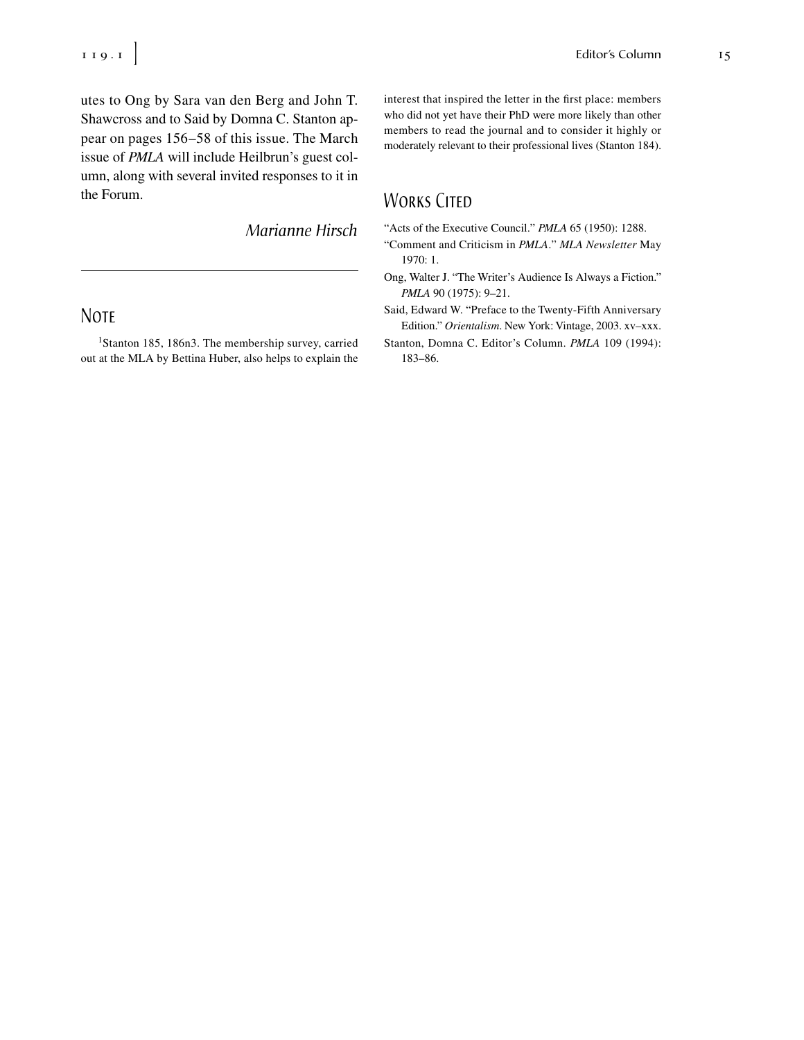utes to Ong by Sara van den Berg and John T. Shawcross and to Said by Domna C. Stanton appear on pages 156–58 of this issue. The March issue of *PMLA* will include Heilbrun's guest column, along with several invited responses to it in the Forum.

*Marianne Hirsch*

## Note

[1]Stanton 185, 186n3. The membership survey, carried out at the MLA by Bettina Huber, also helps to explain the interest that inspired the letter in the first place: members who did not yet have their PhD were more likely than other members to read the journal and to consider it highly or moderately relevant to their professional lives (Stanton 184).

## Works Cited

"Acts of the Executive Council." *PMLA* 65 (1950): 1288.

"Comment and Criticism in *PMLA*." *MLA Newsletter* May 1970: 1.

Ong, Walter J. "The Writer's Audience Is Always a Fiction." *PMLA* 90 (1975): 9–21.

Said, Edward W. "Preface to the Twenty-Fifth Anniversary Edition." *Orientalism*. New York: Vintage, 2003. xv–xxx.

Stanton, Domna C. Editor's Column. *PMLA* 109 (1994): 183–86.